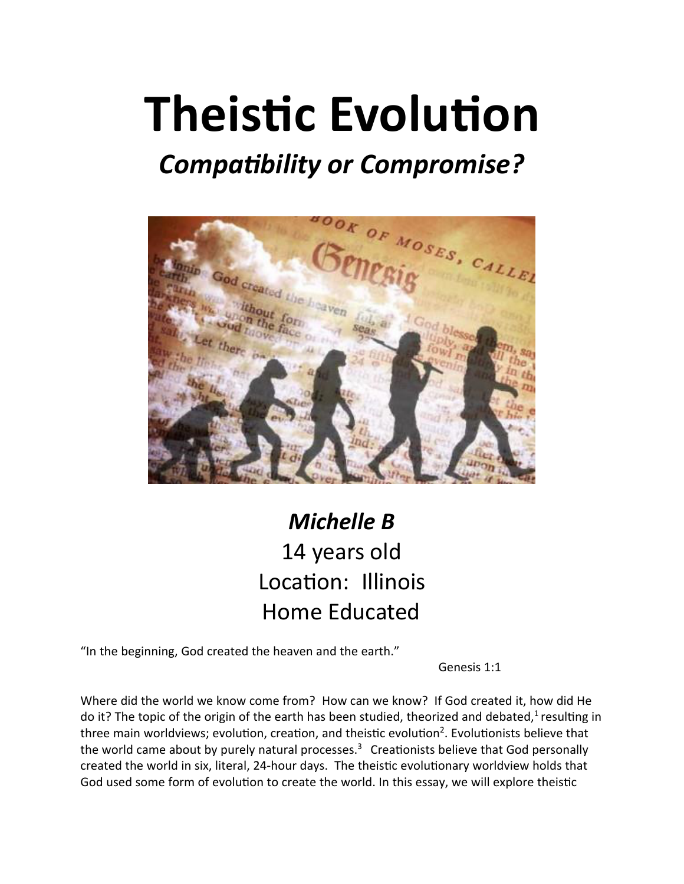# Theistic Evolution

## *Compatibility or Compromise?*

***Michelle B***

14 years old

Location: Illinois

Home Educated

"In the beginning, God created the heaven and the earth."

Genesis 1:1

Where did the world we know come from? How can we know? If God created it, how did He do it? The topic of the origin of the earth has been studied, theorized and debated,[1] resulting in three main worldviews; evolution, creation, and theistic evolution[2]. Evolutionists believe that the world came about by purely natural processes.[3] Creationists believe that God personally created the world in six, literal, 24-hour days. The theistic evolutionary worldview holds that God used some form of evolution to create the world. In this essay, we will explore theistic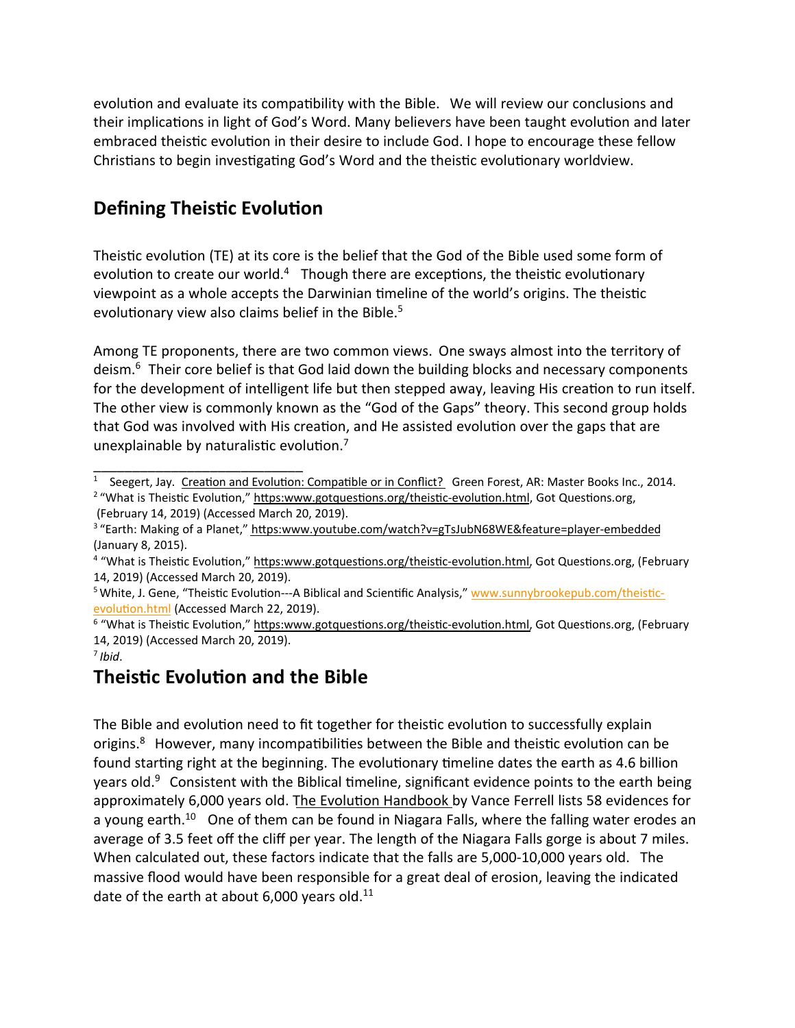evolution and evaluate its compatibility with the Bible. We will review our conclusions and their implications in light of God's Word. Many believers have been taught evolution and later embraced theistic evolution in their desire to include God. I hope to encourage these fellow Christians to begin investigating God's Word and the theistic evolutionary worldview.

## Defining Theistic Evolution

Theistic evolution (TE) at its core is the belief that the God of the Bible used some form of evolution to create our world.[4] Though there are exceptions, the theistic evolutionary viewpoint as a whole accepts the Darwinian timeline of the world's origins. The theistic evolutionary view also claims belief in the Bible.[5]

Among TE proponents, there are two common views. One sways almost into the territory of deism.[6] Their core belief is that God laid down the building blocks and necessary components for the development of intelligent life but then stepped away, leaving His creation to run itself. The other view is commonly known as the "God of the Gaps" theory. This second group holds that God was involved with His creation, and He assisted evolution over the gaps that are unexplainable by naturalistic evolution.[7]

---

[1] Seegert, Jay. Creation and Evolution: Compatible or in Conflict? Green Forest, AR: Master Books Inc., 2014.
[2] "What is Theistic Evolution," https:www.gotquestions.org/theistic-evolution.html, Got Questions.org, (February 14, 2019) (Accessed March 20, 2019).
[3] "Earth: Making of a Planet," https:www.youtube.com/watch?v=gTsJubN68WE&feature=player-embedded (January 8, 2015).
[4] "What is Theistic Evolution," https:www.gotquestions.org/theistic-evolution.html, Got Questions.org, (February 14, 2019) (Accessed March 20, 2019).
[5] White, J. Gene, "Theistic Evolution---A Biblical and Scientific Analysis," www.sunnybrookepub.com/theistic-evolution.html (Accessed March 22, 2019).
[6] "What is Theistic Evolution," https:www.gotquestions.org/theistic-evolution.html, Got Questions.org, (February 14, 2019) (Accessed March 20, 2019).
[7] *Ibid*.

## Theistic Evolution and the Bible

The Bible and evolution need to fit together for theistic evolution to successfully explain origins.[8] However, many incompatibilities between the Bible and theistic evolution can be found starting right at the beginning. The evolutionary timeline dates the earth as 4.6 billion years old.[9] Consistent with the Biblical timeline, significant evidence points to the earth being approximately 6,000 years old. The Evolution Handbook by Vance Ferrell lists 58 evidences for a young earth.[10] One of them can be found in Niagara Falls, where the falling water erodes an average of 3.5 feet off the cliff per year. The length of the Niagara Falls gorge is about 7 miles. When calculated out, these factors indicate that the falls are 5,000-10,000 years old. The massive flood would have been responsible for a great deal of erosion, leaving the indicated date of the earth at about 6,000 years old.[11]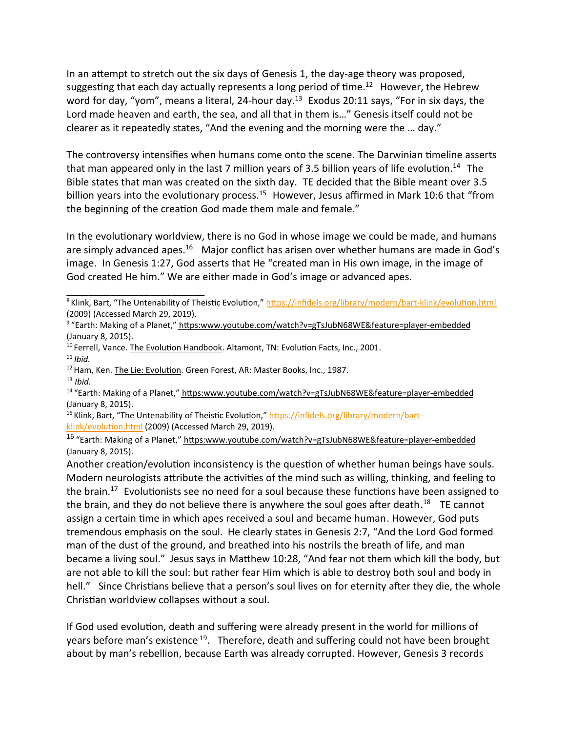In an attempt to stretch out the six days of Genesis 1, the day-age theory was proposed, suggesting that each day actually represents a long period of time.[12] However, the Hebrew word for day, "yom", means a literal, 24-hour day.[13] Exodus 20:11 says, "For in six days, the Lord made heaven and earth, the sea, and all that in them is…" Genesis itself could not be clearer as it repeatedly states, "And the evening and the morning were the … day."

The controversy intensifies when humans come onto the scene. The Darwinian timeline asserts that man appeared only in the last 7 million years of 3.5 billion years of life evolution.[14] The Bible states that man was created on the sixth day. TE decided that the Bible meant over 3.5 billion years into the evolutionary process.[15] However, Jesus affirmed in Mark 10:6 that "from the beginning of the creation God made them male and female."

In the evolutionary worldview, there is no God in whose image we could be made, and humans are simply advanced apes.[16] Major conflict has arisen over whether humans are made in God's image. In Genesis 1:27, God asserts that He "created man in His own image, in the image of God created He him." We are either made in God's image or advanced apes.

---

[8] Klink, Bart, "The Untenability of Theistic Evolution," https://infidels.org/library/modern/bart-klink/evolution.html (2009) (Accessed March 29, 2019).

[9] "Earth: Making of a Planet," https:www.youtube.com/watch?v=gTsJubN68WE&feature=player-embedded (January 8, 2015).

[10] Ferrell, Vance. The Evolution Handbook. Altamont, TN: Evolution Facts, Inc., 2001.

[11] *Ibid.*

[12] Ham, Ken. The Lie: Evolution. Green Forest, AR: Master Books, Inc., 1987.

[13] *Ibid.*

[14] "Earth: Making of a Planet," https:www.youtube.com/watch?v=gTsJubN68WE&feature=player-embedded (January 8, 2015).

[15] Klink, Bart, "The Untenability of Theistic Evolution," https://infidels.org/library/modern/bart-klink/evolution.html (2009) (Accessed March 29, 2019).

[16] "Earth: Making of a Planet," https:www.youtube.com/watch?v=gTsJubN68WE&feature=player-embedded (January 8, 2015).

Another creation/evolution inconsistency is the question of whether human beings have souls. Modern neurologists attribute the activities of the mind such as willing, thinking, and feeling to the brain.[17] Evolutionists see no need for a soul because these functions have been assigned to the brain, and they do not believe there is anywhere the soul goes after death.[18] TE cannot assign a certain time in which apes received a soul and became human. However, God puts tremendous emphasis on the soul. He clearly states in Genesis 2:7, "And the Lord God formed man of the dust of the ground, and breathed into his nostrils the breath of life, and man became a living soul." Jesus says in Matthew 10:28, "And fear not them which kill the body, but are not able to kill the soul: but rather fear Him which is able to destroy both soul and body in hell." Since Christians believe that a person's soul lives on for eternity after they die, the whole Christian worldview collapses without a soul.

If God used evolution, death and suffering were already present in the world for millions of years before man's existence[19]. Therefore, death and suffering could not have been brought about by man's rebellion, because Earth was already corrupted. However, Genesis 3 records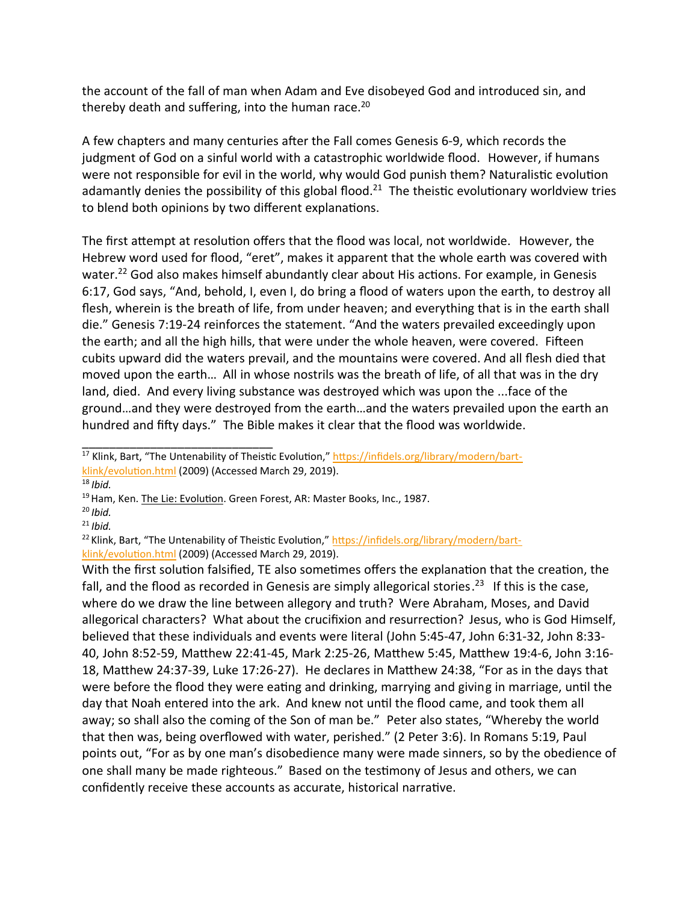the account of the fall of man when Adam and Eve disobeyed God and introduced sin, and thereby death and suffering, into the human race.[20]

A few chapters and many centuries after the Fall comes Genesis 6-9, which records the judgment of God on a sinful world with a catastrophic worldwide flood. However, if humans were not responsible for evil in the world, why would God punish them? Naturalistic evolution adamantly denies the possibility of this global flood.[21] The theistic evolutionary worldview tries to blend both opinions by two different explanations.

The first attempt at resolution offers that the flood was local, not worldwide. However, the Hebrew word used for flood, "eret", makes it apparent that the whole earth was covered with water.[22] God also makes himself abundantly clear about His actions. For example, in Genesis 6:17, God says, "And, behold, I, even I, do bring a flood of waters upon the earth, to destroy all flesh, wherein is the breath of life, from under heaven; and everything that is in the earth shall die." Genesis 7:19-24 reinforces the statement. "And the waters prevailed exceedingly upon the earth; and all the high hills, that were under the whole heaven, were covered. Fifteen cubits upward did the waters prevail, and the mountains were covered. And all flesh died that moved upon the earth… All in whose nostrils was the breath of life, of all that was in the dry land, died. And every living substance was destroyed which was upon the ...face of the ground…and they were destroyed from the earth…and the waters prevailed upon the earth an hundred and fifty days." The Bible makes it clear that the flood was worldwide.

---

[17] Klink, Bart, "The Untenability of Theistic Evolution," https://infidels.org/library/modern/bart-klink/evolution.html (2009) (Accessed March 29, 2019).
[18] *Ibid.*
[19] Ham, Ken. The Lie: Evolution. Green Forest, AR: Master Books, Inc., 1987.
[20] *Ibid.*
[21] *Ibid.*
[22] Klink, Bart, "The Untenability of Theistic Evolution," https://infidels.org/library/modern/bart-klink/evolution.html (2009) (Accessed March 29, 2019).

With the first solution falsified, TE also sometimes offers the explanation that the creation, the fall, and the flood as recorded in Genesis are simply allegorical stories.[23] If this is the case, where do we draw the line between allegory and truth? Were Abraham, Moses, and David allegorical characters? What about the crucifixion and resurrection? Jesus, who is God Himself, believed that these individuals and events were literal (John 5:45-47, John 6:31-32, John 8:33-40, John 8:52-59, Matthew 22:41-45, Mark 2:25-26, Matthew 5:45, Matthew 19:4-6, John 3:16-18, Matthew 24:37-39, Luke 17:26-27). He declares in Matthew 24:38, "For as in the days that were before the flood they were eating and drinking, marrying and giving in marriage, until the day that Noah entered into the ark. And knew not until the flood came, and took them all away; so shall also the coming of the Son of man be." Peter also states, "Whereby the world that then was, being overflowed with water, perished." (2 Peter 3:6). In Romans 5:19, Paul points out, "For as by one man's disobedience many were made sinners, so by the obedience of one shall many be made righteous." Based on the testimony of Jesus and others, we can confidently receive these accounts as accurate, historical narrative.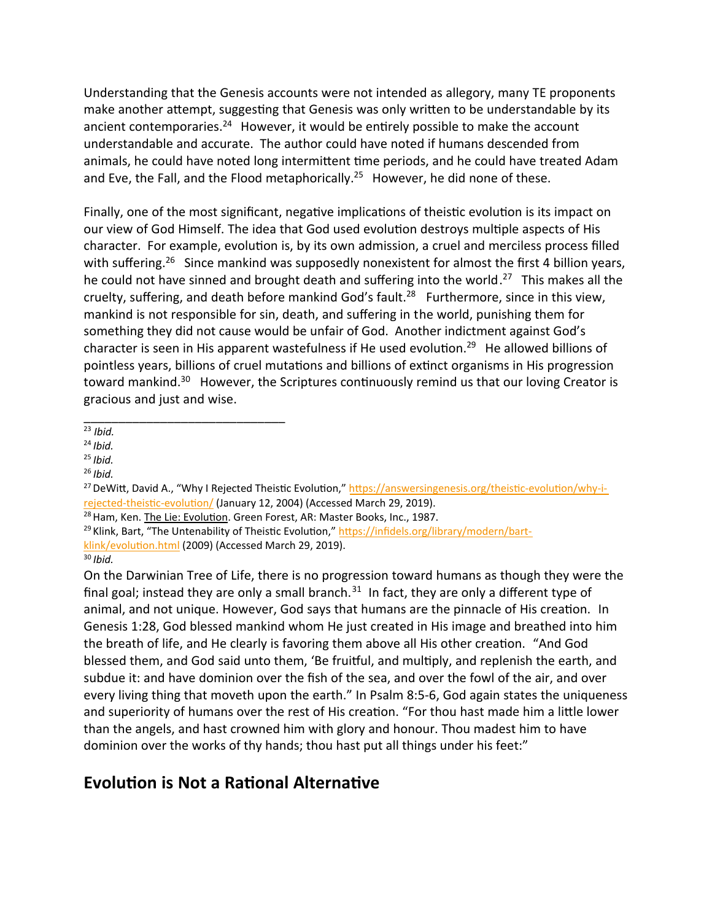Understanding that the Genesis accounts were not intended as allegory, many TE proponents make another attempt, suggesting that Genesis was only written to be understandable by its ancient contemporaries.[24] However, it would be entirely possible to make the account understandable and accurate. The author could have noted if humans descended from animals, he could have noted long intermittent time periods, and he could have treated Adam and Eve, the Fall, and the Flood metaphorically.[25] However, he did none of these.

Finally, one of the most significant, negative implications of theistic evolution is its impact on our view of God Himself. The idea that God used evolution destroys multiple aspects of His character. For example, evolution is, by its own admission, a cruel and merciless process filled with suffering.[26] Since mankind was supposedly nonexistent for almost the first 4 billion years, he could not have sinned and brought death and suffering into the world.[27] This makes all the cruelty, suffering, and death before mankind God's fault.[28] Furthermore, since in this view, mankind is not responsible for sin, death, and suffering in the world, punishing them for something they did not cause would be unfair of God. Another indictment against God's character is seen in His apparent wastefulness if He used evolution.[29] He allowed billions of pointless years, billions of cruel mutations and billions of extinct organisms in His progression toward mankind.[30] However, the Scriptures continuously remind us that our loving Creator is gracious and just and wise.

---

[23] *Ibid.*
[24] *Ibid.*
[25] *Ibid.*
[26] *Ibid.*
[27] DeWitt, David A., "Why I Rejected Theistic Evolution," https://answersingenesis.org/theistic-evolution/why-i-rejected-theistic-evolution/ (January 12, 2004) (Accessed March 29, 2019).
[28] Ham, Ken. The Lie: Evolution. Green Forest, AR: Master Books, Inc., 1987.
[29] Klink, Bart, "The Untenability of Theistic Evolution," https://infidels.org/library/modern/bart-klink/evolution.html (2009) (Accessed March 29, 2019).
[30] *Ibid.*

On the Darwinian Tree of Life, there is no progression toward humans as though they were the final goal; instead they are only a small branch.[31] In fact, they are only a different type of animal, and not unique. However, God says that humans are the pinnacle of His creation. In Genesis 1:28, God blessed mankind whom He just created in His image and breathed into him the breath of life, and He clearly is favoring them above all His other creation. "And God blessed them, and God said unto them, 'Be fruitful, and multiply, and replenish the earth, and subdue it: and have dominion over the fish of the sea, and over the fowl of the air, and over every living thing that moveth upon the earth." In Psalm 8:5-6, God again states the uniqueness and superiority of humans over the rest of His creation. "For thou hast made him a little lower than the angels, and hast crowned him with glory and honour. Thou madest him to have dominion over the works of thy hands; thou hast put all things under his feet:"

## Evolution is Not a Rational Alternative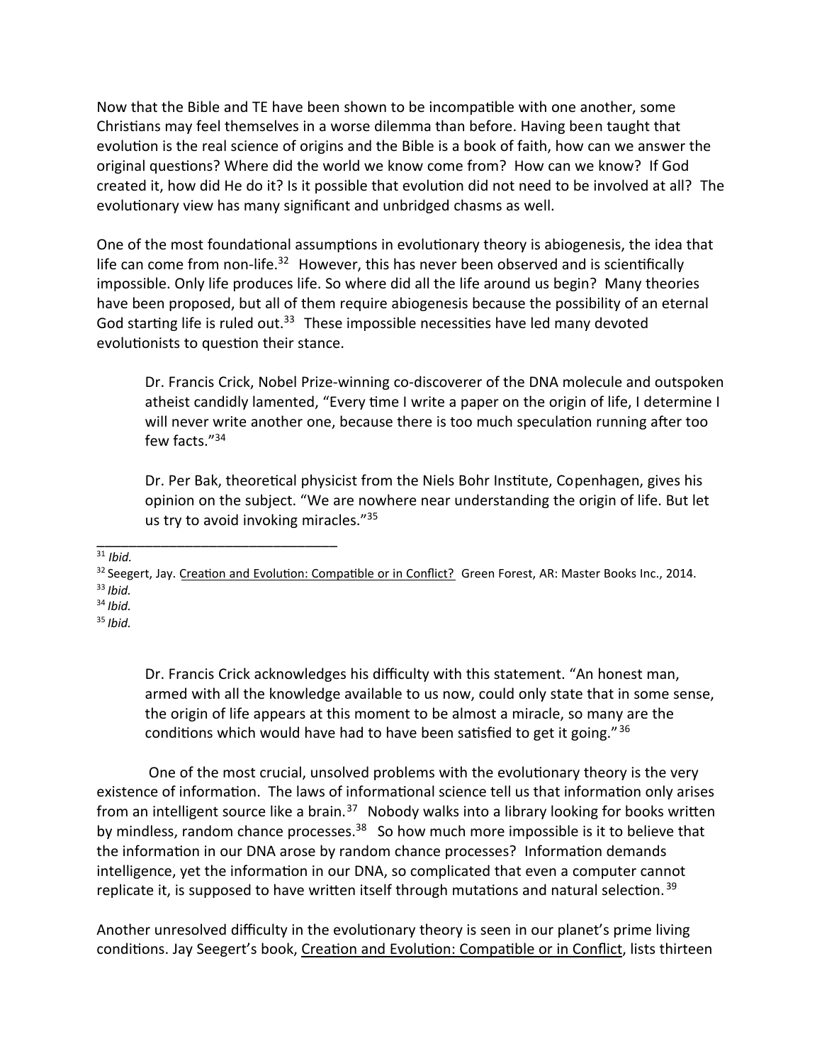Now that the Bible and TE have been shown to be incompatible with one another, some Christians may feel themselves in a worse dilemma than before. Having been taught that evolution is the real science of origins and the Bible is a book of faith, how can we answer the original questions? Where did the world we know come from? How can we know? If God created it, how did He do it? Is it possible that evolution did not need to be involved at all? The evolutionary view has many significant and unbridged chasms as well.

One of the most foundational assumptions in evolutionary theory is abiogenesis, the idea that life can come from non-life.[32] However, this has never been observed and is scientifically impossible. Only life produces life. So where did all the life around us begin? Many theories have been proposed, but all of them require abiogenesis because the possibility of an eternal God starting life is ruled out.[33] These impossible necessities have led many devoted evolutionists to question their stance.

> Dr. Francis Crick, Nobel Prize-winning co-discoverer of the DNA molecule and outspoken atheist candidly lamented, "Every time I write a paper on the origin of life, I determine I will never write another one, because there is too much speculation running after too few facts."[34]
>
> Dr. Per Bak, theoretical physicist from the Niels Bohr Institute, Copenhagen, gives his opinion on the subject. "We are nowhere near understanding the origin of life. But let us try to avoid invoking miracles."[35]

---

[31] *Ibid.*

[32] Seegert, Jay. Creation and Evolution: Compatible or in Conflict? Green Forest, AR: Master Books Inc., 2014.

[33] *Ibid.*

[34] *Ibid.*

[35] *Ibid.*

> Dr. Francis Crick acknowledges his difficulty with this statement. "An honest man, armed with all the knowledge available to us now, could only state that in some sense, the origin of life appears at this moment to be almost a miracle, so many are the conditions which would have had to have been satisfied to get it going."[36]

One of the most crucial, unsolved problems with the evolutionary theory is the very existence of information. The laws of informational science tell us that information only arises from an intelligent source like a brain.[37] Nobody walks into a library looking for books written by mindless, random chance processes.[38] So how much more impossible is it to believe that the information in our DNA arose by random chance processes? Information demands intelligence, yet the information in our DNA, so complicated that even a computer cannot replicate it, is supposed to have written itself through mutations and natural selection.[39]

Another unresolved difficulty in the evolutionary theory is seen in our planet's prime living conditions. Jay Seegert's book, Creation and Evolution: Compatible or in Conflict, lists thirteen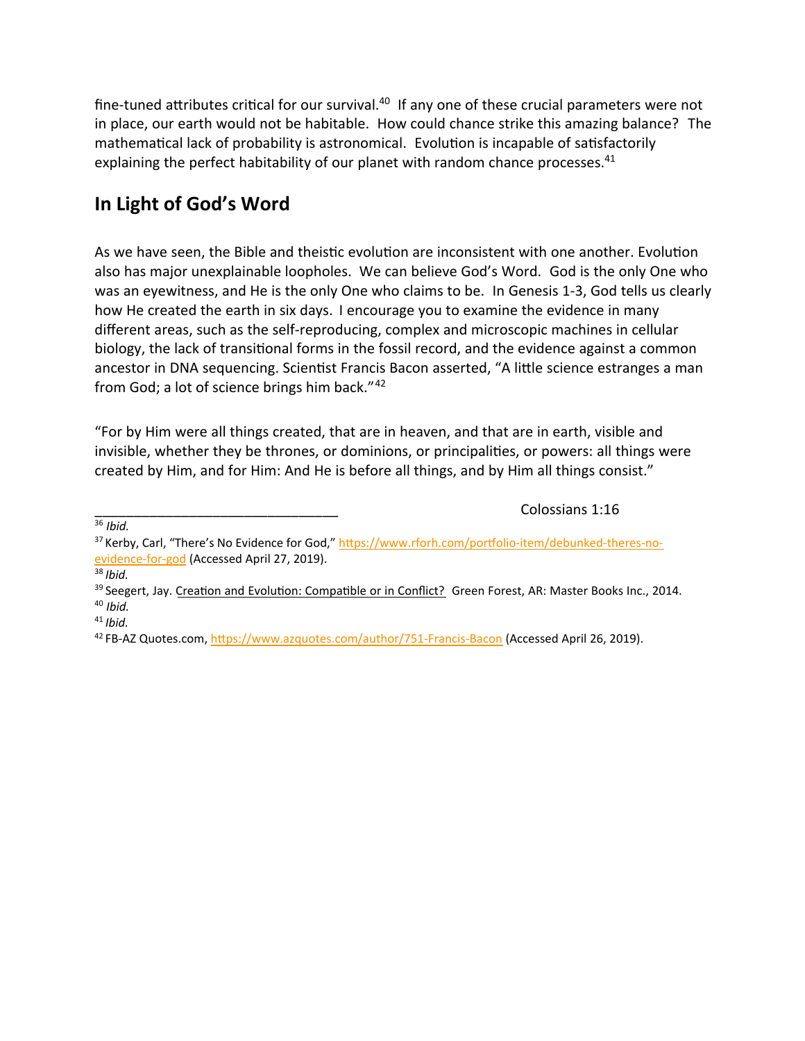fine-tuned attributes critical for our survival.[40] If any one of these crucial parameters were not in place, our earth would not be habitable. How could chance strike this amazing balance? The mathematical lack of probability is astronomical. Evolution is incapable of satisfactorily explaining the perfect habitability of our planet with random chance processes.[41]

## In Light of God's Word

As we have seen, the Bible and theistic evolution are inconsistent with one another. Evolution also has major unexplainable loopholes. We can believe God's Word. God is the only One who was an eyewitness, and He is the only One who claims to be. In Genesis 1-3, God tells us clearly how He created the earth in six days. I encourage you to examine the evidence in many different areas, such as the self-reproducing, complex and microscopic machines in cellular biology, the lack of transitional forms in the fossil record, and the evidence against a common ancestor in DNA sequencing. Scientist Francis Bacon asserted, "A little science estranges a man from God; a lot of science brings him back."[42]

"For by Him were all things created, that are in heaven, and that are in earth, visible and invisible, whether they be thrones, or dominions, or principalities, or powers: all things were created by Him, and for Him: And He is before all things, and by Him all things consist."

Colossians 1:16

---

[36] *Ibid.*

[37] Kerby, Carl, "There's No Evidence for God," https://www.rforh.com/portfolio-item/debunked-theres-no-evidence-for-god (Accessed April 27, 2019).

[38] *Ibid.*

[39] Seegert, Jay. Creation and Evolution: Compatible or in Conflict? Green Forest, AR: Master Books Inc., 2014.

[40] *Ibid.*

[41] *Ibid.*

[42] FB-AZ Quotes.com, https://www.azquotes.com/author/751-Francis-Bacon (Accessed April 26, 2019).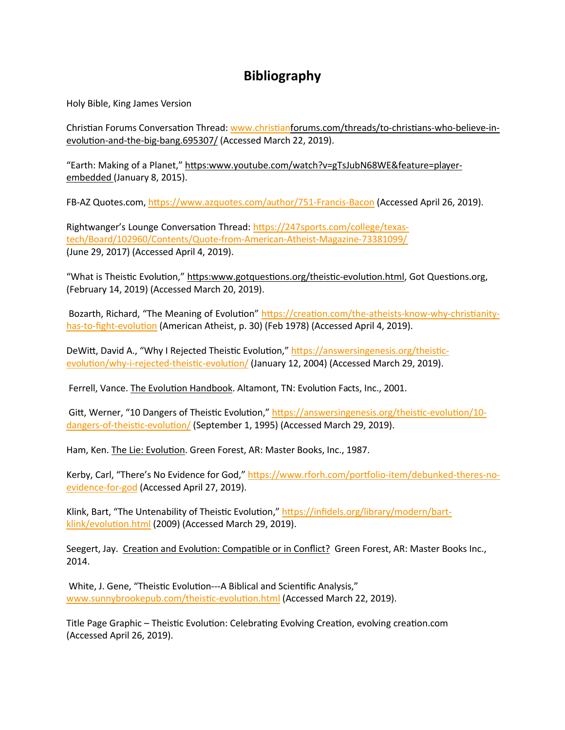# Bibliography

Holy Bible, King James Version

Christian Forums Conversation Thread: www.christianforums.com/threads/to-christians-who-believe-in-evolution-and-the-big-bang.695307/ (Accessed March 22, 2019).

"Earth: Making of a Planet," https:www.youtube.com/watch?v=gTsJubN68WE&feature=player-embedded (January 8, 2015).

FB-AZ Quotes.com, https://www.azquotes.com/author/751-Francis-Bacon (Accessed April 26, 2019).

Rightwanger's Lounge Conversation Thread: https://247sports.com/college/texas-tech/Board/102960/Contents/Quote-from-American-Atheist-Magazine-73381099/ (June 29, 2017) (Accessed April 4, 2019).

"What is Theistic Evolution," https:www.gotquestions.org/theistic-evolution.html, Got Questions.org, (February 14, 2019) (Accessed March 20, 2019).

Bozarth, Richard, "The Meaning of Evolution" https://creation.com/the-atheists-know-why-christianity-has-to-fight-evolution (American Atheist, p. 30) (Feb 1978) (Accessed April 4, 2019).

DeWitt, David A., "Why I Rejected Theistic Evolution," https://answersingenesis.org/theistic-evolution/why-i-rejected-theistic-evolution/ (January 12, 2004) (Accessed March 29, 2019).

Ferrell, Vance. The Evolution Handbook. Altamont, TN: Evolution Facts, Inc., 2001.

Gitt, Werner, "10 Dangers of Theistic Evolution," https://answersingenesis.org/theistic-evolution/10-dangers-of-theistic-evolution/ (September 1, 1995) (Accessed March 29, 2019).

Ham, Ken. The Lie: Evolution. Green Forest, AR: Master Books, Inc., 1987.

Kerby, Carl, "There's No Evidence for God," https://www.rforh.com/portfolio-item/debunked-theres-no-evidence-for-god (Accessed April 27, 2019).

Klink, Bart, "The Untenability of Theistic Evolution," https://infidels.org/library/modern/bart-klink/evolution.html (2009) (Accessed March 29, 2019).

Seegert, Jay. Creation and Evolution: Compatible or in Conflict? Green Forest, AR: Master Books Inc., 2014.

White, J. Gene, "Theistic Evolution---A Biblical and Scientific Analysis," www.sunnybrookepub.com/theistic-evolution.html (Accessed March 22, 2019).

Title Page Graphic – Theistic Evolution: Celebrating Evolving Creation, evolving creation.com (Accessed April 26, 2019).